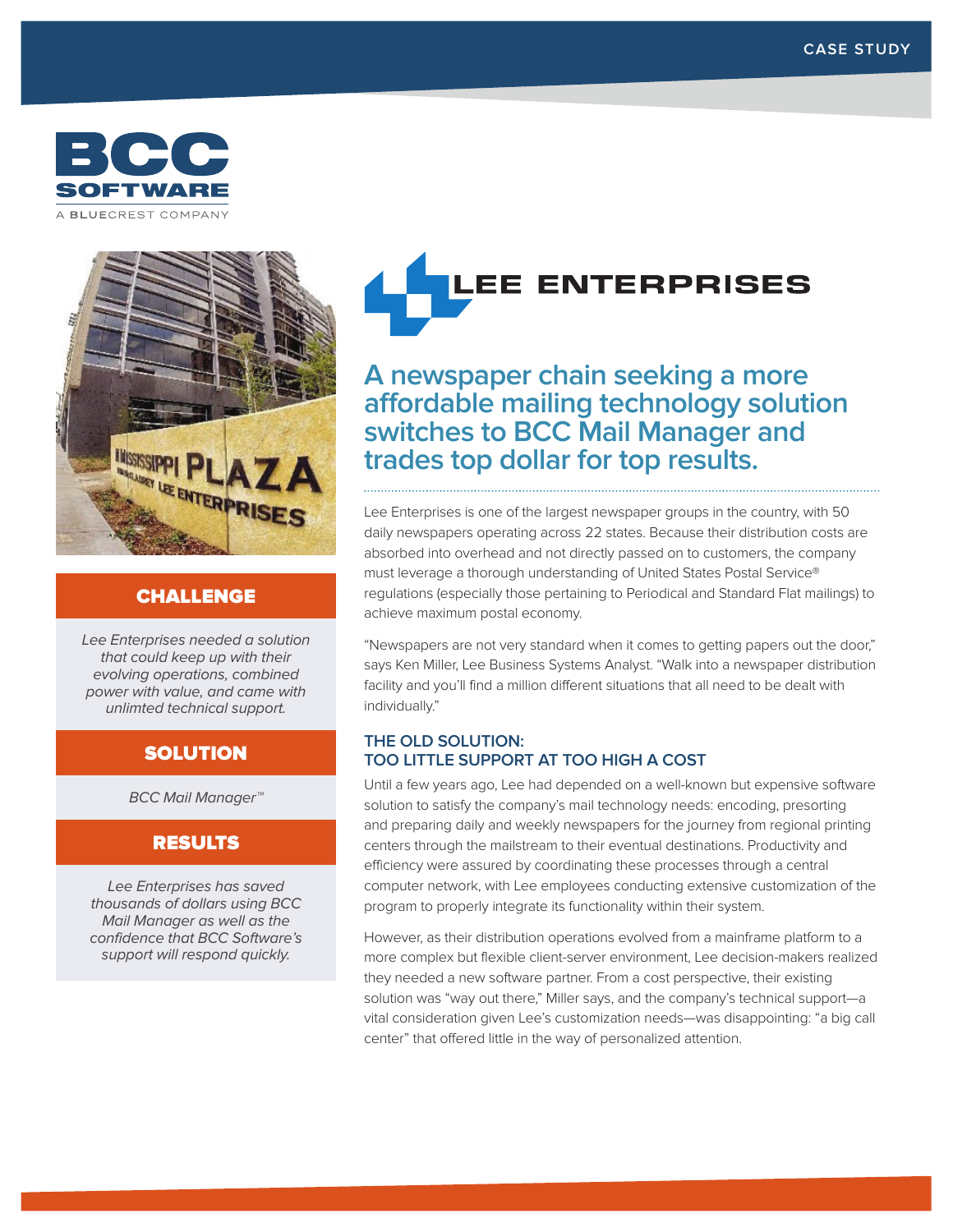CASE STUDY

BCC SOFTWARE
A BLUECREST COMPANY

LEE ENTERPRISES

# A newspaper chain seeking a more affordable mailing technology solution switches to BCC Mail Manager and trades top dollar for top results.

## CHALLENGE

*Lee Enterprises needed a solution that could keep up with their evolving operations, combined power with value, and came with unlimted technical support.*

## SOLUTION

*BCC Mail Manager™*

## RESULTS

*Lee Enterprises has saved thousands of dollars using BCC Mail Manager as well as the confidence that BCC Software's support will respond quickly.*

Lee Enterprises is one of the largest newspaper groups in the country, with 50 daily newspapers operating across 22 states. Because their distribution costs are absorbed into overhead and not directly passed on to customers, the company must leverage a thorough understanding of United States Postal Service® regulations (especially those pertaining to Periodical and Standard Flat mailings) to achieve maximum postal economy.

"Newspapers are not very standard when it comes to getting papers out the door," says Ken Miller, Lee Business Systems Analyst. "Walk into a newspaper distribution facility and you'll find a million different situations that all need to be dealt with individually."

### THE OLD SOLUTION: TOO LITTLE SUPPORT AT TOO HIGH A COST

Until a few years ago, Lee had depended on a well-known but expensive software solution to satisfy the company's mail technology needs: encoding, presorting and preparing daily and weekly newspapers for the journey from regional printing centers through the mailstream to their eventual destinations. Productivity and efficiency were assured by coordinating these processes through a central computer network, with Lee employees conducting extensive customization of the program to properly integrate its functionality within their system.

However, as their distribution operations evolved from a mainframe platform to a more complex but flexible client-server environment, Lee decision-makers realized they needed a new software partner. From a cost perspective, their existing solution was "way out there," Miller says, and the company's technical support—a vital consideration given Lee's customization needs—was disappointing: "a big call center" that offered little in the way of personalized attention.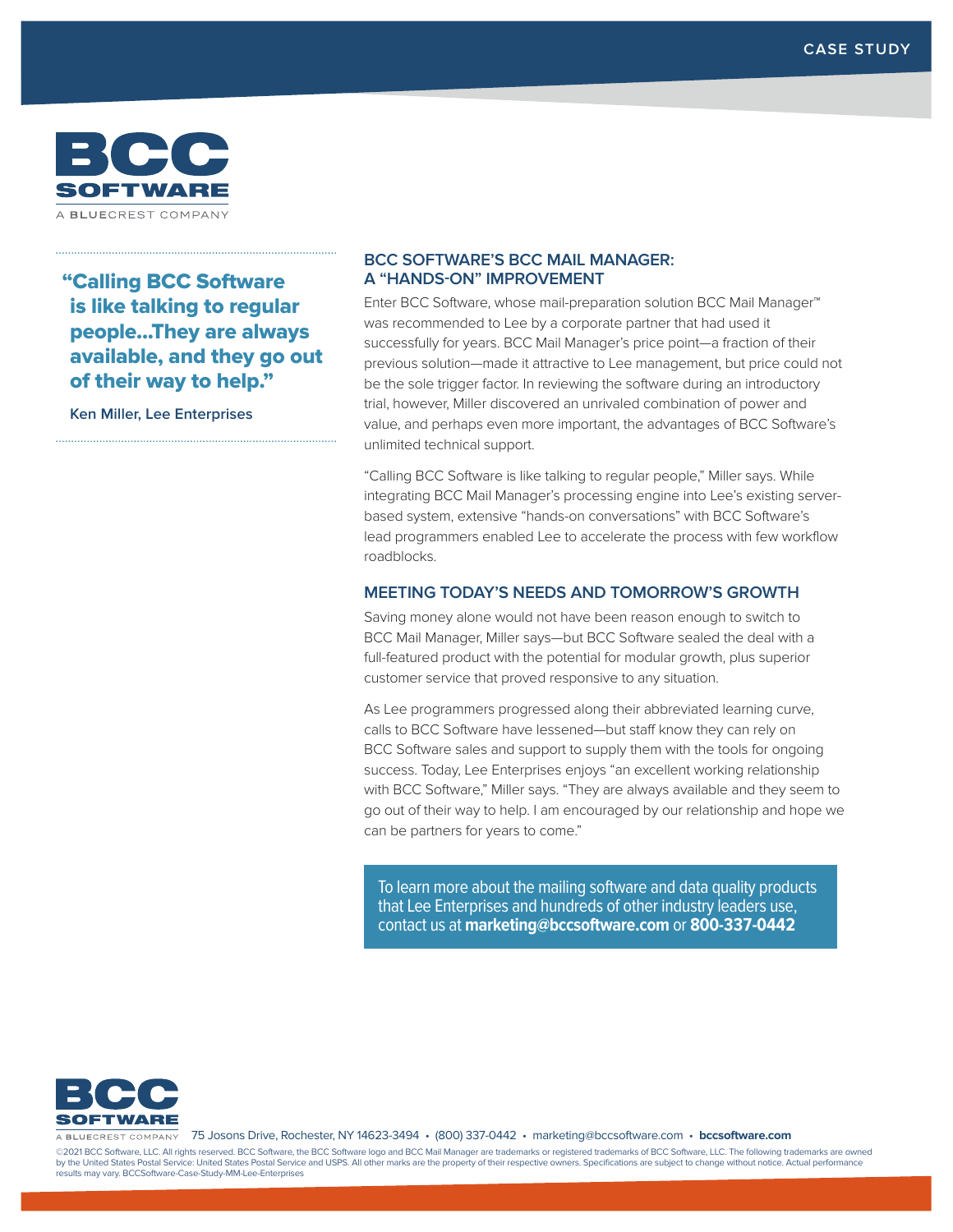> **"Calling BCC Software is like talking to regular people...They are always available, and they go out of their way to help."**
>
> **Ken Miller, Lee Enterprises**

## BCC SOFTWARE'S BCC MAIL MANAGER: A "HANDS-ON" IMPROVEMENT

Enter BCC Software, whose mail-preparation solution BCC Mail Manager™ was recommended to Lee by a corporate partner that had used it successfully for years. BCC Mail Manager's price point—a fraction of their previous solution—made it attractive to Lee management, but price could not be the sole trigger factor. In reviewing the software during an introductory trial, however, Miller discovered an unrivaled combination of power and value, and perhaps even more important, the advantages of BCC Software's unlimited technical support.

"Calling BCC Software is like talking to regular people," Miller says. While integrating BCC Mail Manager's processing engine into Lee's existing server-based system, extensive "hands-on conversations" with BCC Software's lead programmers enabled Lee to accelerate the process with few workflow roadblocks.

## MEETING TODAY'S NEEDS AND TOMORROW'S GROWTH

Saving money alone would not have been reason enough to switch to BCC Mail Manager, Miller says—but BCC Software sealed the deal with a full-featured product with the potential for modular growth, plus superior customer service that proved responsive to any situation.

As Lee programmers progressed along their abbreviated learning curve, calls to BCC Software have lessened—but staff know they can rely on BCC Software sales and support to supply them with the tools for ongoing success. Today, Lee Enterprises enjoys "an excellent working relationship with BCC Software," Miller says. "They are always available and they seem to go out of their way to help. I am encouraged by our relationship and hope we can be partners for years to come."

To learn more about the mailing software and data quality products that Lee Enterprises and hundreds of other industry leaders use, contact us at **marketing@bccsoftware.com** or **800-337-0442**

75 Josons Drive, Rochester, NY 14623-3494 • (800) 337-0442 • marketing@bccsoftware.com • **bccsoftware.com**

©2021 BCC Software, LLC. All rights reserved. BCC Software, the BCC Software logo and BCC Mail Manager are trademarks or registered trademarks of BCC Software, LLC. The following trademarks are owned by the United States Postal Service: United States Postal Service and USPS. All other marks are the property of their respective owners. Specifications are subject to change without notice. Actual performance results may vary. BCCSoftware-Case-Study-MM-Lee-Enterprises